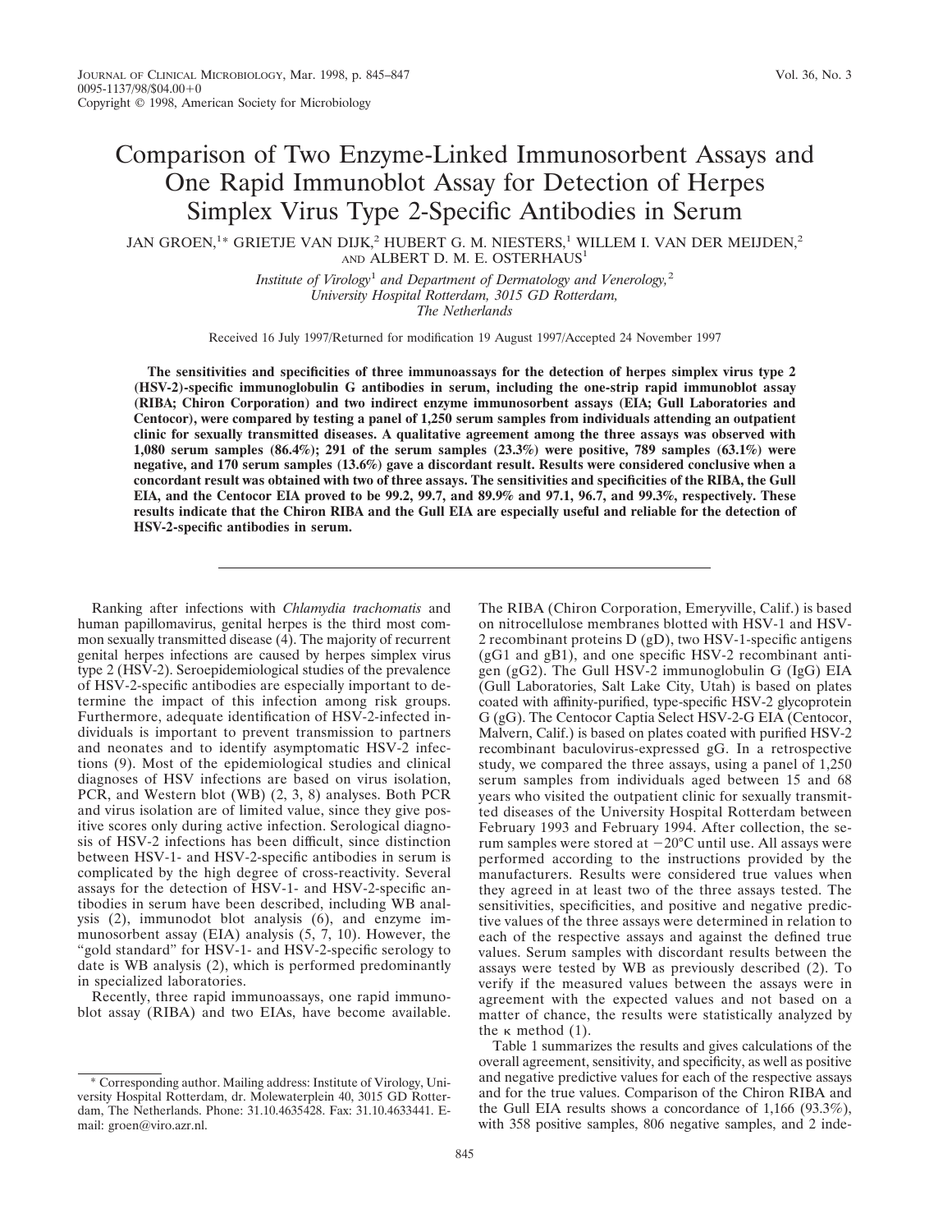# Comparison of Two Enzyme-Linked Immunosorbent Assays and One Rapid Immunoblot Assay for Detection of Herpes Simplex Virus Type 2-Specific Antibodies in Serum

JAN GROEN,[1]* GRIETJE VAN DIJK,[2] HUBERT G. M. NIESTERS,[1] WILLEM I. VAN DER MEIJDEN,[2] AND ALBERT D. M. E. OSTERHAUS[1]

*Institute of Virology[1] and Department of Dermatology and Venerology,[2] University Hospital Rotterdam, 3015 GD Rotterdam, The Netherlands*

Received 16 July 1997/Returned for modification 19 August 1997/Accepted 24 November 1997

**The sensitivities and specificities of three immunoassays for the detection of herpes simplex virus type 2 (HSV-2)-specific immunoglobulin G antibodies in serum, including the one-strip rapid immunoblot assay (RIBA; Chiron Corporation) and two indirect enzyme immunosorbent assays (EIA; Gull Laboratories and Centocor), were compared by testing a panel of 1,250 serum samples from individuals attending an outpatient clinic for sexually transmitted diseases. A qualitative agreement among the three assays was observed with 1,080 serum samples (86.4%); 291 of the serum samples (23.3%) were positive, 789 samples (63.1%) were negative, and 170 serum samples (13.6%) gave a discordant result. Results were considered conclusive when a concordant result was obtained with two of three assays. The sensitivities and specificities of the RIBA, the Gull EIA, and the Centocor EIA proved to be 99.2, 99.7, and 89.9% and 97.1, 96.7, and 99.3%, respectively. These results indicate that the Chiron RIBA and the Gull EIA are especially useful and reliable for the detection of HSV-2-specific antibodies in serum.**

---

Ranking after infections with *Chlamydia trachomatis* and human papillomavirus, genital herpes is the third most common sexually transmitted disease (4). The majority of recurrent genital herpes infections are caused by herpes simplex virus type 2 (HSV-2). Seroepidemiological studies of the prevalence of HSV-2-specific antibodies are especially important to determine the impact of this infection among risk groups. Furthermore, adequate identification of HSV-2-infected individuals is important to prevent transmission to partners and neonates and to identify asymptomatic HSV-2 infections (9). Most of the epidemiological studies and clinical diagnoses of HSV infections are based on virus isolation, PCR, and Western blot (WB) (2, 3, 8) analyses. Both PCR and virus isolation are of limited value, since they give positive scores only during active infection. Serological diagnosis of HSV-2 infections has been difficult, since distinction between HSV-1- and HSV-2-specific antibodies in serum is complicated by the high degree of cross-reactivity. Several assays for the detection of HSV-1- and HSV-2-specific antibodies in serum have been described, including WB analysis (2), immunodot blot analysis (6), and enzyme immunosorbent assay (EIA) analysis (5, 7, 10). However, the "gold standard" for HSV-1- and HSV-2-specific serology to date is WB analysis (2), which is performed predominantly in specialized laboratories.

Recently, three rapid immunoassays, one rapid immunoblot assay (RIBA) and two EIAs, have become available. The RIBA (Chiron Corporation, Emeryville, Calif.) is based on nitrocellulose membranes blotted with HSV-1 and HSV-2 recombinant proteins D (gD), two HSV-1-specific antigens (gG1 and gB1), and one specific HSV-2 recombinant antigen (gG2). The Gull HSV-2 immunoglobulin G (IgG) EIA (Gull Laboratories, Salt Lake City, Utah) is based on plates coated with affinity-purified, type-specific HSV-2 glycoprotein G (gG). The Centocor Captia Select HSV-2-G EIA (Centocor, Malvern, Calif.) is based on plates coated with purified HSV-2 recombinant baculovirus-expressed gG. In a retrospective study, we compared the three assays, using a panel of 1,250 serum samples from individuals aged between 15 and 68 years who visited the outpatient clinic for sexually transmitted diseases of the University Hospital Rotterdam between February 1993 and February 1994. After collection, the serum samples were stored at −20°C until use. All assays were performed according to the instructions provided by the manufacturers. Results were considered true values when they agreed in at least two of the three assays tested. The sensitivities, specificities, and positive and negative predictive values of the three assays were determined in relation to each of the respective assays and against the defined true values. Serum samples with discordant results between the assays were tested by WB as previously described (2). To verify if the measured values between the assays were in agreement with the expected values and not based on a matter of chance, the results were statistically analyzed by the $\kappa$ method (1).

Table 1 summarizes the results and gives calculations of the overall agreement, sensitivity, and specificity, as well as positive and negative predictive values for each of the respective assays and for the true values. Comparison of the Chiron RIBA and the Gull EIA results shows a concordance of 1,166 (93.3%), with 358 positive samples, 806 negative samples, and 2 inde-

\* Corresponding author. Mailing address: Institute of Virology, University Hospital Rotterdam, dr. Molewaterplein 40, 3015 GD Rotterdam, The Netherlands. Phone: 31.10.4635428. Fax: 31.10.4633441. E-mail: groen@viro.azr.nl.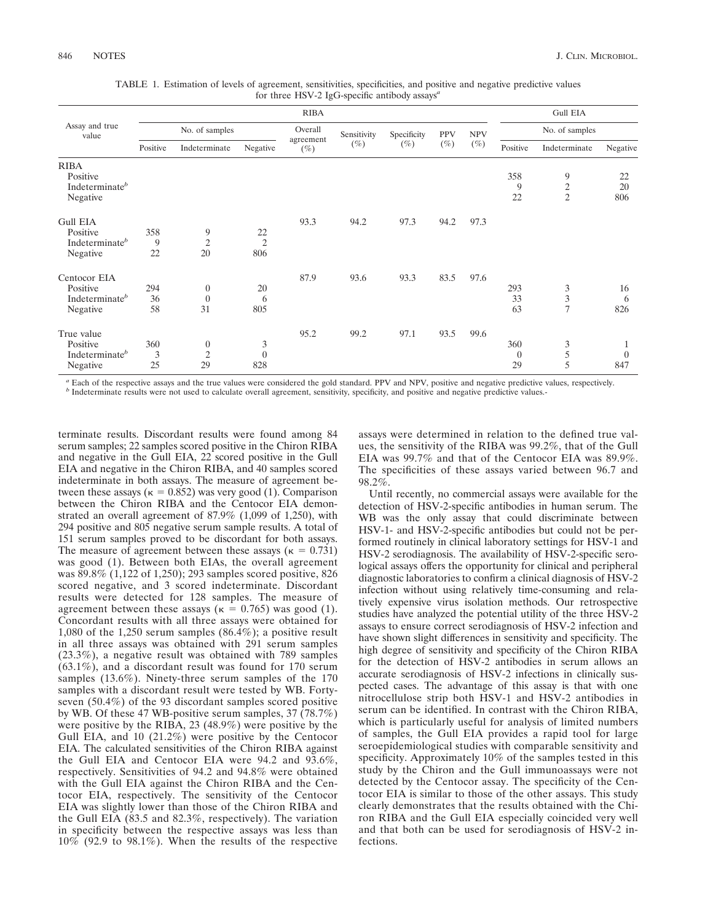TABLE 1. Estimation of levels of agreement, sensitivities, specificities, and positive and negative predictive values for three HSV-2 IgG-specific antibody assays[a]

| Assay and true value | RIBA | | | | | | | | Gull EIA | | |
|---|---|---|---|---|---|---|---|---|---|---|---|
| | No. of samples | | | Overall agreement (%) | Sensitivity (%) | Specificity (%) | PPV (%) | NPV (%) | No. of samples | | |
| | Positive | Indeterminate | Negative | | | | | | Positive | Indeterminate | Negative |
| RIBA | | | | | | | | | | | |
| Positive | | | | | | | | | 358 | 9 | 22 |
| Indeterminate[b] | | | | | | | | | 9 | 2 | 20 |
| Negative | | | | | | | | | 22 | 2 | 806 |
| Gull EIA | | | | 93.3 | 94.2 | 97.3 | 94.2 | 97.3 | | | |
| Positive | 358 | 9 | 22 | | | | | | | | |
| Indeterminate[b] | 9 | 2 | 2 | | | | | | | | |
| Negative | 22 | 20 | 806 | | | | | | | | |
| Centocor EIA | | | | 87.9 | 93.6 | 93.3 | 83.5 | 97.6 | | | |
| Positive | 294 | 0 | 20 | | | | | | 293 | 3 | 16 |
| Indeterminate[b] | 36 | 0 | 6 | | | | | | 33 | 3 | 6 |
| Negative | 58 | 31 | 805 | | | | | | 63 | 7 | 826 |
| True value | | | | 95.2 | 99.2 | 97.1 | 93.5 | 99.6 | | | |
| Positive | 360 | 0 | 3 | | | | | | 360 | 3 | 1 |
| Indeterminate[b] | 3 | 2 | 0 | | | | | | 0 | 5 | 0 |
| Negative | 25 | 29 | 828 | | | | | | 29 | 5 | 847 |

[a] Each of the respective assays and the true values were considered the gold standard. PPV and NPV, positive and negative predictive values, respectively.
[b] Indeterminate results were not used to calculate overall agreement, sensitivity, specificity, and positive and negative predictive values.-

terminate results. Discordant results were found among 84 serum samples; 22 samples scored positive in the Chiron RIBA and negative in the Gull EIA, 22 scored positive in the Gull EIA and negative in the Chiron RIBA, and 40 samples scored indeterminate in both assays. The measure of agreement between these assays ($\kappa = 0.852$) was very good (1). Comparison between the Chiron RIBA and the Centocor EIA demonstrated an overall agreement of 87.9% (1,099 of 1,250), with 294 positive and 805 negative serum sample results. A total of 151 serum samples proved to be discordant for both assays. The measure of agreement between these assays ($\kappa = 0.731$) was good (1). Between both EIAs, the overall agreement was 89.8% (1,122 of 1,250); 293 samples scored positive, 826 scored negative, and 3 scored indeterminate. Discordant results were detected for 128 samples. The measure of agreement between these assays ($\kappa = 0.765$) was good (1). Concordant results with all three assays were obtained for 1,080 of the 1,250 serum samples (86.4%); a positive result in all three assays was obtained with 291 serum samples (23.3%), a negative result was obtained with 789 samples (63.1%), and a discordant result was found for 170 serum samples (13.6%). Ninety-three serum samples of the 170 samples with a discordant result were tested by WB. Forty-seven (50.4%) of the 93 discordant samples scored positive by WB. Of these 47 WB-positive serum samples, 37 (78.7%) were positive by the RIBA, 23 (48.9%) were positive by the Gull EIA, and 10 (21.2%) were positive by the Centocor EIA. The calculated sensitivities of the Chiron RIBA against the Gull EIA and Centocor EIA were 94.2 and 93.6%, respectively. Sensitivities of 94.2 and 94.8% were obtained with the Gull EIA against the Chiron RIBA and the Centocor EIA, respectively. The sensitivity of the Centocor EIA was slightly lower than those of the Chiron RIBA and the Gull EIA (83.5 and 82.3%, respectively). The variation in specificity between the respective assays was less than 10% (92.9 to 98.1%). When the results of the respective assays were determined in relation to the defined true values, the sensitivity of the RIBA was 99.2%, that of the Gull EIA was 99.7% and that of the Centocor EIA was 89.9%. The specificities of these assays varied between 96.7 and 98.2%.

Until recently, no commercial assays were available for the detection of HSV-2-specific antibodies in human serum. The WB was the only assay that could discriminate between HSV-1- and HSV-2-specific antibodies but could not be performed routinely in clinical laboratory settings for HSV-1 and HSV-2 serodiagnosis. The availability of HSV-2-specific serological assays offers the opportunity for clinical and peripheral diagnostic laboratories to confirm a clinical diagnosis of HSV-2 infection without using relatively time-consuming and relatively expensive virus isolation methods. Our retrospective studies have analyzed the potential utility of the three HSV-2 assays to ensure correct serodiagnosis of HSV-2 infection and have shown slight differences in sensitivity and specificity. The high degree of sensitivity and specificity of the Chiron RIBA for the detection of HSV-2 antibodies in serum allows an accurate serodiagnosis of HSV-2 infections in clinically suspected cases. The advantage of this assay is that with one nitrocellulose strip both HSV-1 and HSV-2 antibodies in serum can be identified. In contrast with the Chiron RIBA, which is particularly useful for analysis of limited numbers of samples, the Gull EIA provides a rapid tool for large seroepidemiological studies with comparable sensitivity and specificity. Approximately 10% of the samples tested in this study by the Chiron and the Gull immunoassays were not detected by the Centocor assay. The specificity of the Centocor EIA is similar to those of the other assays. This study clearly demonstrates that the results obtained with the Chiron RIBA and the Gull EIA especially coincided very well and that both can be used for serodiagnosis of HSV-2 infections.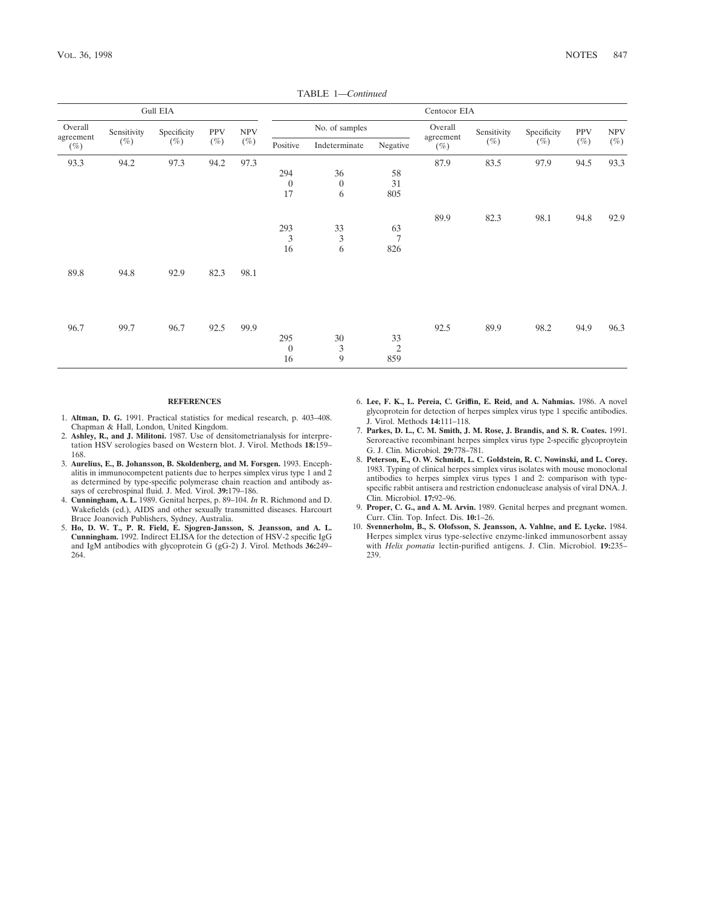TABLE 1—*Continued*

| Gull EIA | | | | | Centocor EIA | | | | | | | |
|---|---|---|---|---|---|---|---|---|---|---|---|---|
| Overall agreement (%) | Sensitivity (%) | Specificity (%) | PPV (%) | NPV (%) | No. of samples | | | Overall agreement (%) | Sensitivity (%) | Specificity (%) | PPV (%) | NPV (%) |
| | | | | | Positive | Indeterminate | Negative | | | | | |
| 93.3 | 94.2 | 97.3 | 94.2 | 97.3 | | | | 87.9 | 83.5 | 97.9 | 94.5 | 93.3 |
| | | | | | 294 | 36 | 58 | | | | | |
| | | | | | 0 | 0 | 31 | | | | | |
| | | | | | 17 | 6 | 805 | | | | | |
| | | | | | | | | 89.9 | 82.3 | 98.1 | 94.8 | 92.9 |
| | | | | | 293 | 33 | 63 | | | | | |
| | | | | | 3 | 3 | 7 | | | | | |
| | | | | | 16 | 6 | 826 | | | | | |
| 89.8 | 94.8 | 92.9 | 82.3 | 98.1 | | | | | | | | |
| 96.7 | 99.7 | 96.7 | 92.5 | 99.9 | | | | 92.5 | 89.9 | 98.2 | 94.9 | 96.3 |
| | | | | | 295 | 30 | 33 | | | | | |
| | | | | | 0 | 3 | 2 | | | | | |
| | | | | | 16 | 9 | 859 | | | | | |

## REFERENCES

1. **Altman, D. G.** 1991. Practical statistics for medical research, p. 403–408. Chapman & Hall, London, United Kingdom.
2. **Ashley, R., and J. Militoni.** 1987. Use of densitometrianalysis for interpretation HSV serologies based on Western blot. J. Virol. Methods **18:**159–168.
3. **Aurelius, E., B. Johansson, B. Skoldenberg, and M. Forsgen.** 1993. Encephalitis in immunocompetent patients due to herpes simplex virus type 1 and 2 as determined by type-specific polymerase chain reaction and antibody assays of cerebrospinal fluid. J. Med. Virol. **39:**179–186.
4. **Cunningham, A. L.** 1989. Genital herpes, p. 89–104. *In* R. Richmond and D. Wakefields (ed.), AIDS and other sexually transmitted diseases. Harcourt Brace Joanovich Publishers, Sydney, Australia.
5. **Ho, D. W. T., P. R. Field, E. Sjogren-Jansson, S. Jeansson, and A. L. Cunningham.** 1992. Indirect ELISA for the detection of HSV-2 specific IgG and IgM antibodies with glycoprotein G (gG-2) J. Virol. Methods **36:**249–264.
6. **Lee, F. K., L. Pereia, C. Griffin, E. Reid, and A. Nahmias.** 1986. A novel glycoprotein for detection of herpes simplex virus type 1 specific antibodies. J. Virol. Methods **14:**111–118.
7. **Parkes, D. L., C. M. Smith, J. M. Rose, J. Brandis, and S. R. Coates.** 1991. Seroreactive recombinant herpes simplex virus type 2-specific glycoproytein G. J. Clin. Microbiol. **29:**778–781.
8. **Peterson, E., O. W. Schmidt, L. C. Goldstein, R. C. Nowinski, and L. Corey.** 1983. Typing of clinical herpes simplex virus isolates with mouse monoclonal antibodies to herpes simplex virus types 1 and 2: comparison with type-specific rabbit antisera and restriction endonuclease analysis of viral DNA. J. Clin. Microbiol. **17:**92–96.
9. **Proper, C. G., and A. M. Arvin.** 1989. Genital herpes and pregnant women. Curr. Clin. Top. Infect. Dis. **10:**1–26.
10. **Svennerholm, B., S. Olofsson, S. Jeansson, A. Vahlne, and E. Lycke.** 1984. Herpes simplex virus type-selective enzyme-linked immunosorbent assay with *Helix pomatia* lectin-purified antigens. J. Clin. Microbiol. **19:**235–239.